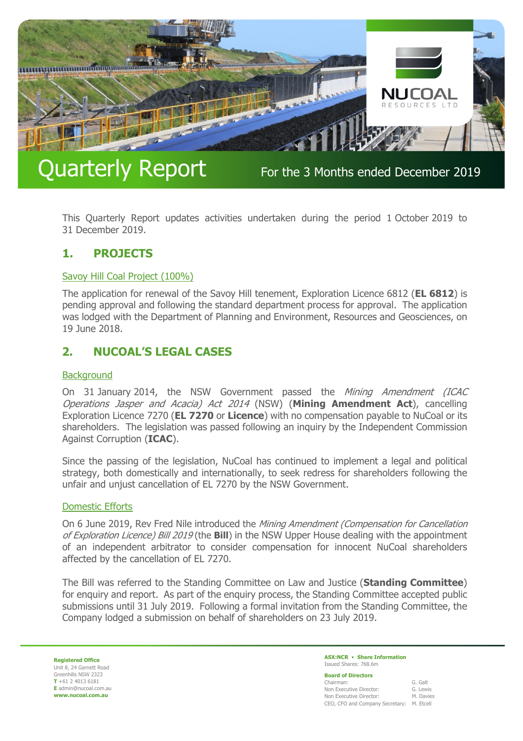# Quarterly Report

For the 3 Months ended December 2019

This Quarterly Report updates activities undertaken during the period 1 October 2019 to 31 December 2019.

## 1. PROJECTS

### Savoy Hill Coal Project (100%)

The application for renewal of the Savoy Hill tenement, Exploration Licence 6812 (**EL 6812**) is pending approval and following the standard department process for approval. The application was lodged with the Department of Planning and Environment, Resources and Geosciences, on 19 June 2018.

## 2. NUCOAL'S LEGAL CASES

### Background

On 31 January 2014, the NSW Government passed the *Mining Amendment (ICAC Operations Jasper and Acacia) Act 2014* (NSW) (**Mining Amendment Act**), cancelling Exploration Licence 7270 (**EL 7270** or **Licence**) with no compensation payable to NuCoal or its shareholders. The legislation was passed following an inquiry by the Independent Commission Against Corruption (**ICAC**).

Since the passing of the legislation, NuCoal has continued to implement a legal and political strategy, both domestically and internationally, to seek redress for shareholders following the unfair and unjust cancellation of EL 7270 by the NSW Government.

### Domestic Efforts

On 6 June 2019, Rev Fred Nile introduced the *Mining Amendment (Compensation for Cancellation of Exploration Licence) Bill 2019* (the **Bill**) in the NSW Upper House dealing with the appointment of an independent arbitrator to consider compensation for innocent NuCoal shareholders affected by the cancellation of EL 7270.

The Bill was referred to the Standing Committee on Law and Justice (**Standing Committee**) for enquiry and report. As part of the enquiry process, the Standing Committee accepted public submissions until 31 July 2019. Following a formal invitation from the Standing Committee, the Company lodged a submission on behalf of shareholders on 23 July 2019.

**Registered Office**
Unit 8, 24 Garnett Road
Greenhills NSW 2323
**T** +61 2 4013 6181
**E** admin@nucoal.com.au
**www.nucoal.com.au**

**ASX:NCR • Share Information**
Issued Shares: 768.6m

**Board of Directors**

| | |
|---|---|
| Chairman: | G. Galt |
| Non Executive Director: | G. Lewis |
| Non Executive Director: | M. Davies |
| CEO, CFO and Company Secretary: | M. Etcell |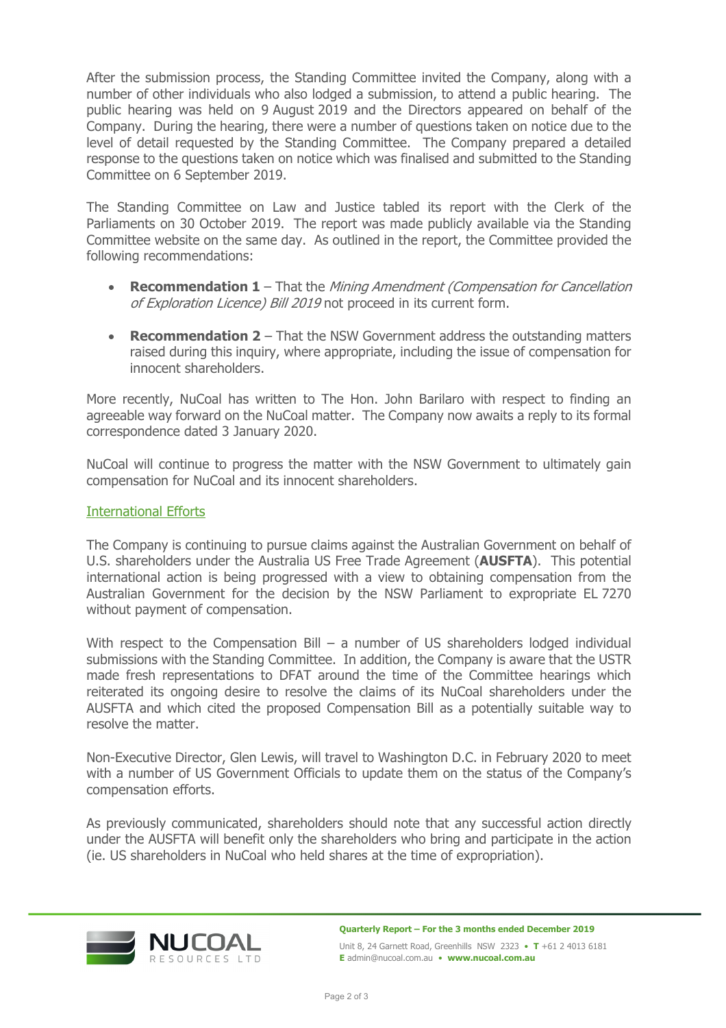After the submission process, the Standing Committee invited the Company, along with a number of other individuals who also lodged a submission, to attend a public hearing. The public hearing was held on 9 August 2019 and the Directors appeared on behalf of the Company. During the hearing, there were a number of questions taken on notice due to the level of detail requested by the Standing Committee. The Company prepared a detailed response to the questions taken on notice which was finalised and submitted to the Standing Committee on 6 September 2019.

The Standing Committee on Law and Justice tabled its report with the Clerk of the Parliaments on 30 October 2019. The report was made publicly available via the Standing Committee website on the same day. As outlined in the report, the Committee provided the following recommendations:

- **Recommendation 1** – That the *Mining Amendment (Compensation for Cancellation of Exploration Licence) Bill 2019* not proceed in its current form.
- **Recommendation 2** – That the NSW Government address the outstanding matters raised during this inquiry, where appropriate, including the issue of compensation for innocent shareholders.

More recently, NuCoal has written to The Hon. John Barilaro with respect to finding an agreeable way forward on the NuCoal matter. The Company now awaits a reply to its formal correspondence dated 3 January 2020.

NuCoal will continue to progress the matter with the NSW Government to ultimately gain compensation for NuCoal and its innocent shareholders.

### International Efforts

The Company is continuing to pursue claims against the Australian Government on behalf of U.S. shareholders under the Australia US Free Trade Agreement (**AUSFTA**). This potential international action is being progressed with a view to obtaining compensation from the Australian Government for the decision by the NSW Parliament to expropriate EL 7270 without payment of compensation.

With respect to the Compensation Bill – a number of US shareholders lodged individual submissions with the Standing Committee. In addition, the Company is aware that the USTR made fresh representations to DFAT around the time of the Committee hearings which reiterated its ongoing desire to resolve the claims of its NuCoal shareholders under the AUSFTA and which cited the proposed Compensation Bill as a potentially suitable way to resolve the matter.

Non-Executive Director, Glen Lewis, will travel to Washington D.C. in February 2020 to meet with a number of US Government Officials to update them on the status of the Company's compensation efforts.

As previously communicated, shareholders should note that any successful action directly under the AUSFTA will benefit only the shareholders who bring and participate in the action (ie. US shareholders in NuCoal who held shares at the time of expropriation).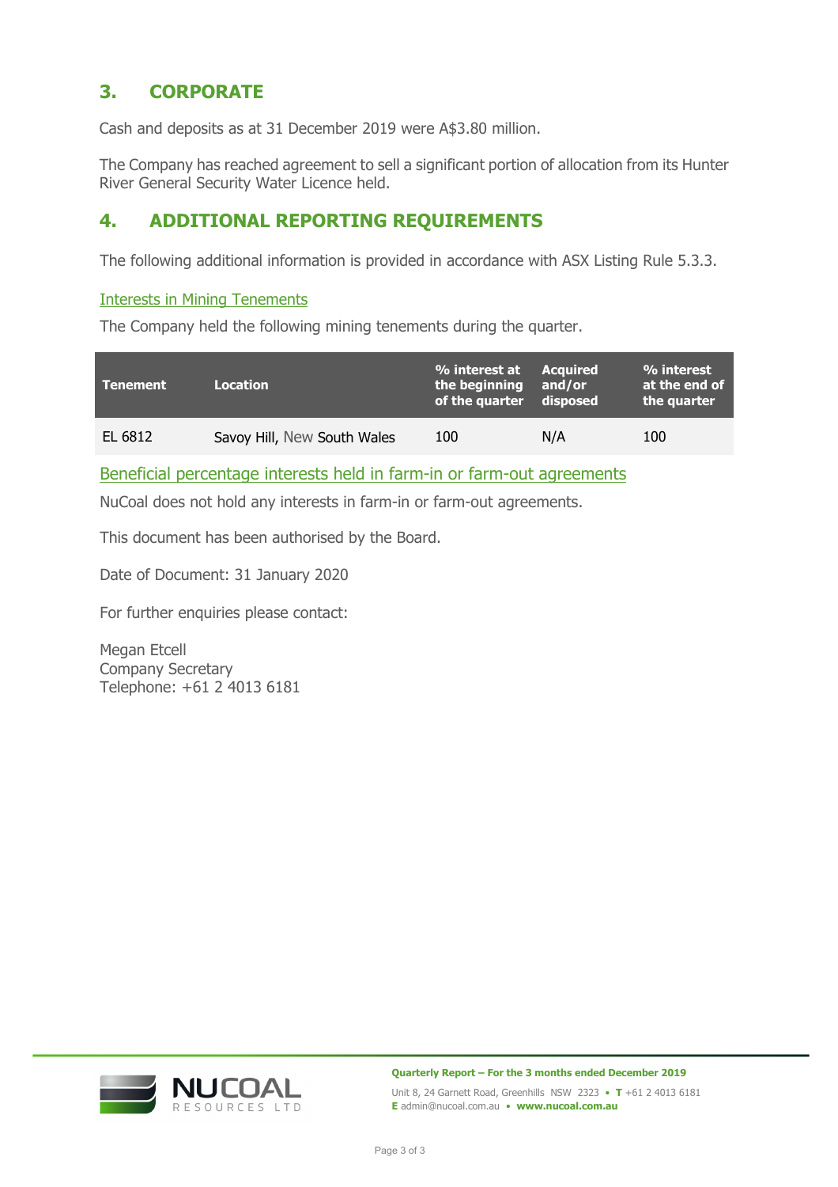## 3. CORPORATE

Cash and deposits as at 31 December 2019 were A$3.80 million.

The Company has reached agreement to sell a significant portion of allocation from its Hunter River General Security Water Licence held.

## 4. ADDITIONAL REPORTING REQUIREMENTS

The following additional information is provided in accordance with ASX Listing Rule 5.3.3.

### Interests in Mining Tenements

The Company held the following mining tenements during the quarter.

| Tenement | Location | % interest at the beginning of the quarter | Acquired and/or disposed | % interest at the end of the quarter |
|---|---|---|---|---|
| EL 6812 | Savoy Hill, New South Wales | 100 | N/A | 100 |

### Beneficial percentage interests held in farm-in or farm-out agreements

NuCoal does not hold any interests in farm-in or farm-out agreements.

This document has been authorised by the Board.

Date of Document: 31 January 2020

For further enquiries please contact:

Megan Etcell
Company Secretary
Telephone: +61 2 4013 6181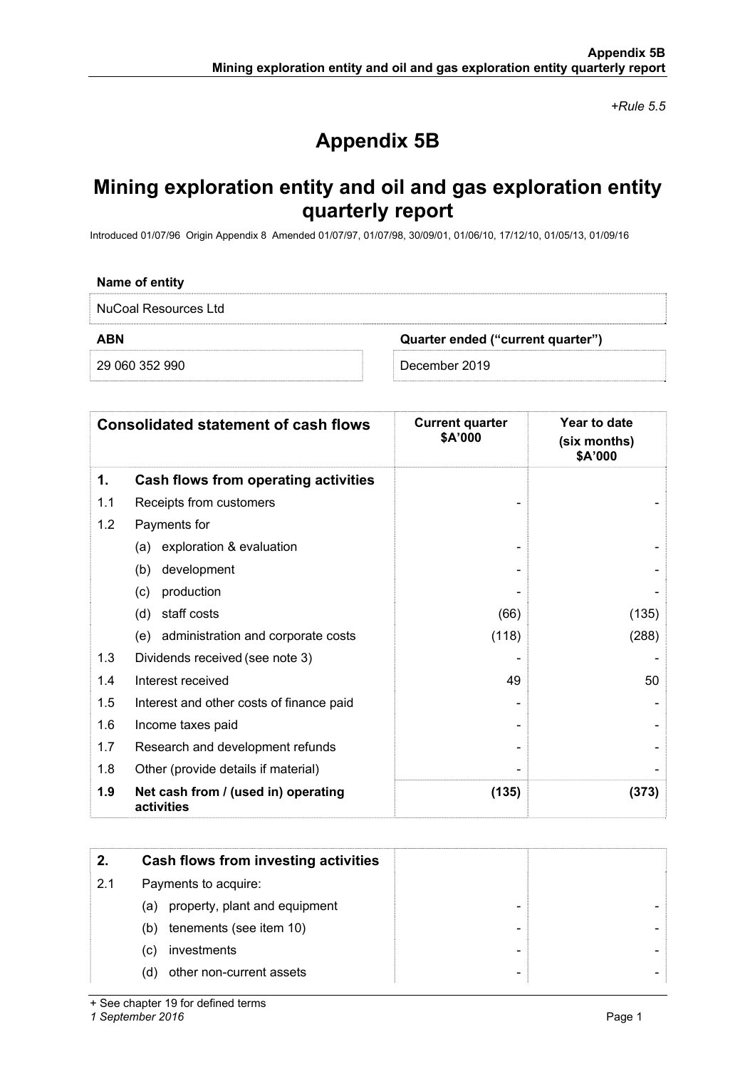*+Rule 5.5*

# Appendix 5B

## Mining exploration entity and oil and gas exploration entity quarterly report

Introduced 01/07/96 Origin Appendix 8 Amended 01/07/97, 01/07/98, 30/09/01, 01/06/10, 17/12/10, 01/05/13, 01/09/16

| Name of entity | |
|---|---|
| NuCoal Resources Ltd | |
| **ABN** | **Quarter ended ("current quarter")** |
| 29 060 352 990 | December 2019 |

| | Consolidated statement of cash flows | Current quarter $A'000 | Year to date (six months) $A'000 |
|---|---|---|---|
| **1.** | **Cash flows from operating activities** | | |
| 1.1 | Receipts from customers | - | - |
| 1.2 | Payments for | | |
| | (a) exploration & evaluation | - | - |
| | (b) development | - | - |
| | (c) production | - | - |
| | (d) staff costs | (66) | (135) |
| | (e) administration and corporate costs | (118) | (288) |
| 1.3 | Dividends received (see note 3) | - | - |
| 1.4 | Interest received | 49 | 50 |
| 1.5 | Interest and other costs of finance paid | - | - |
| 1.6 | Income taxes paid | - | - |
| 1.7 | Research and development refunds | - | - |
| 1.8 | Other (provide details if material) | - | - |
| **1.9** | **Net cash from / (used in) operating activities** | **(135)** | **(373)** |

| | | | |
|---|---|---|---|
| **2.** | **Cash flows from investing activities** | | |
| 2.1 | Payments to acquire: | | |
| | (a) property, plant and equipment | - | - |
| | (b) tenements (see item 10) | - | - |
| | (c) investments | - | - |
| | (d) other non-current assets | - | - |

+ See chapter 19 for defined terms
*1 September 2016*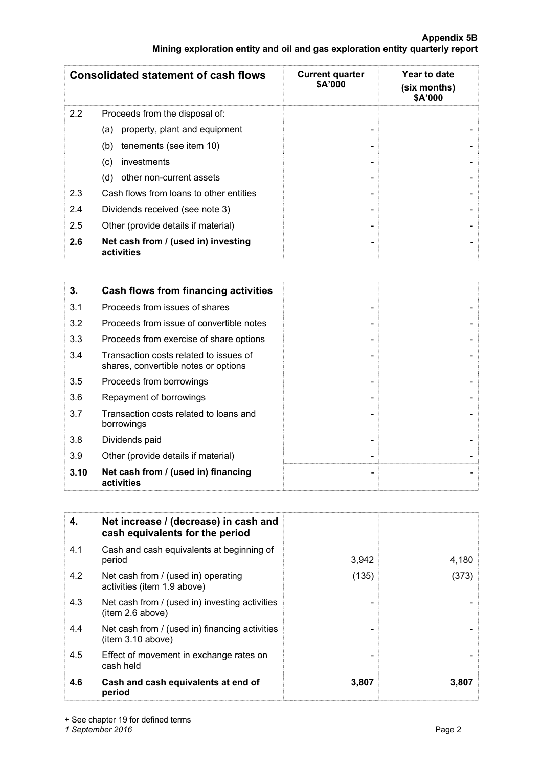| Consolidated statement of cash flows | | Current quarter $A'000 | Year to date (six months) $A'000 |
|---|---|---|---|
| 2.2 | Proceeds from the disposal of: | | |
| | (a) property, plant and equipment | - | - |
| | (b) tenements (see item 10) | - | - |
| | (c) investments | - | - |
| | (d) other non-current assets | - | - |
| 2.3 | Cash flows from loans to other entities | - | - |
| 2.4 | Dividends received (see note 3) | - | - |
| 2.5 | Other (provide details if material) | - | - |
| **2.6** | **Net cash from / (used in) investing activities** | **-** | **-** |

| 3. | Cash flows from financing activities | | |
|---|---|---|---|
| 3.1 | Proceeds from issues of shares | - | - |
| 3.2 | Proceeds from issue of convertible notes | - | - |
| 3.3 | Proceeds from exercise of share options | - | - |
| 3.4 | Transaction costs related to issues of shares, convertible notes or options | - | - |
| 3.5 | Proceeds from borrowings | - | - |
| 3.6 | Repayment of borrowings | - | - |
| 3.7 | Transaction costs related to loans and borrowings | - | - |
| 3.8 | Dividends paid | - | - |
| 3.9 | Other (provide details if material) | - | - |
| **3.10** | **Net cash from / (used in) financing activities** | **-** | **-** |

| 4. | Net increase / (decrease) in cash and cash equivalents for the period | | |
|---|---|---|---|
| 4.1 | Cash and cash equivalents at beginning of period | 3,942 | 4,180 |
| 4.2 | Net cash from / (used in) operating activities (item 1.9 above) | (135) | (373) |
| 4.3 | Net cash from / (used in) investing activities (item 2.6 above) | - | - |
| 4.4 | Net cash from / (used in) financing activities (item 3.10 above) | - | - |
| 4.5 | Effect of movement in exchange rates on cash held | - | - |
| **4.6** | **Cash and cash equivalents at end of period** | **3,807** | **3,807** |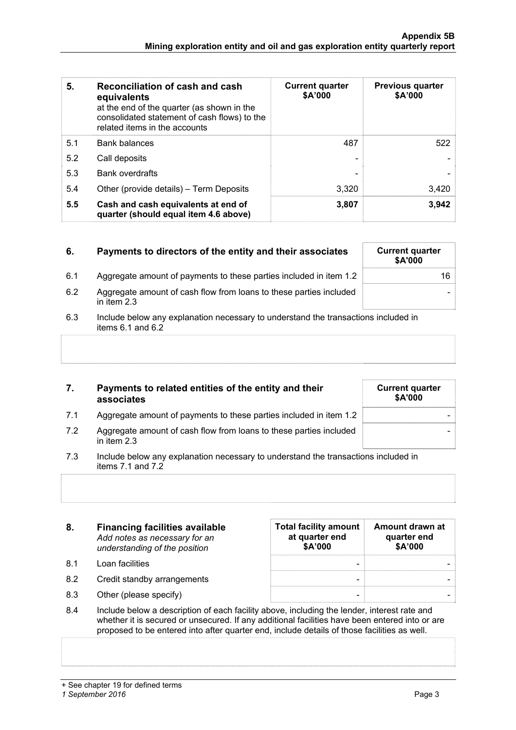| 5. | Reconciliation of cash and cash equivalents at the end of the quarter (as shown in the consolidated statement of cash flows) to the related items in the accounts | Current quarter $A'000 | Previous quarter $A'000 |
|---|---|---|---|
| 5.1 | Bank balances | 487 | 522 |
| 5.2 | Call deposits | - | - |
| 5.3 | Bank overdrafts | - | - |
| 5.4 | Other (provide details) – Term Deposits | 3,320 | 3,420 |
| **5.5** | **Cash and cash equivalents at end of quarter (should equal item 4.6 above)** | **3,807** | **3,942** |

| 6. | Payments to directors of the entity and their associates | Current quarter $A'000 |
|---|---|---|
| 6.1 | Aggregate amount of payments to these parties included in item 1.2 | 16 |
| 6.2 | Aggregate amount of cash flow from loans to these parties included in item 2.3 | - |

6.3 Include below any explanation necessary to understand the transactions included in items 6.1 and 6.2

| 7. | Payments to related entities of the entity and their associates | Current quarter $A'000 |
|---|---|---|
| 7.1 | Aggregate amount of payments to these parties included in item 1.2 | - |
| 7.2 | Aggregate amount of cash flow from loans to these parties included in item 2.3 | - |

7.3 Include below any explanation necessary to understand the transactions included in items 7.1 and 7.2

| 8. | **Financing facilities available** *Add notes as necessary for an understanding of the position* | Total facility amount at quarter end $A'000 | Amount drawn at quarter end $A'000 |
|---|---|---|---|
| 8.1 | Loan facilities | - | - |
| 8.2 | Credit standby arrangements | - | - |
| 8.3 | Other (please specify) | - | - |

8.4 Include below a description of each facility above, including the lender, interest rate and whether it is secured or unsecured. If any additional facilities have been entered into or are proposed to be entered into after quarter end, include details of those facilities as well.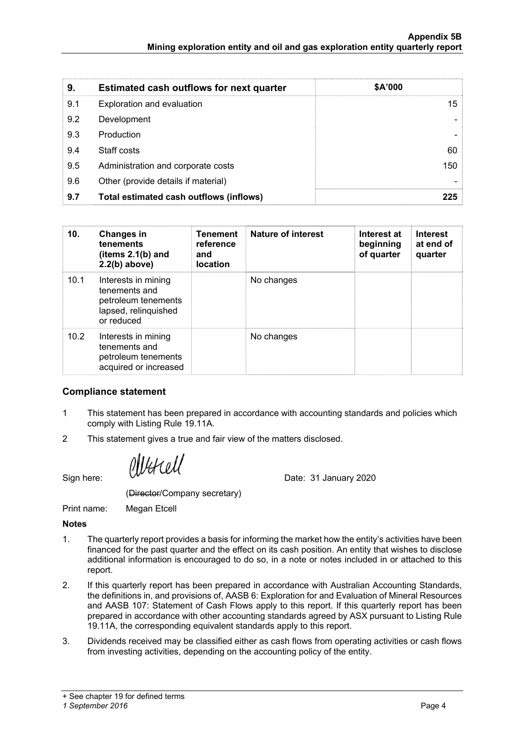| 9. | Estimated cash outflows for next quarter | $A'000 |
|---|---|---|
| 9.1 | Exploration and evaluation | 15 |
| 9.2 | Development | - |
| 9.3 | Production | - |
| 9.4 | Staff costs | 60 |
| 9.5 | Administration and corporate costs | 150 |
| 9.6 | Other (provide details if material) | - |
| **9.7** | **Total estimated cash outflows (inflows)** | **225** |

| 10. | Changes in tenements (items 2.1(b) and 2.2(b) above) | Tenement reference and location | Nature of interest | Interest at beginning of quarter | Interest at end of quarter |
|---|---|---|---|---|---|
| 10.1 | Interests in mining tenements and petroleum tenements lapsed, relinquished or reduced | | No changes | | |
| 10.2 | Interests in mining tenements and petroleum tenements acquired or increased | | No changes | | |

## Compliance statement

1 This statement has been prepared in accordance with accounting standards and policies which comply with Listing Rule 19.11A.

2 This statement gives a true and fair view of the matters disclosed.

Sign here: Date: 31 January 2020

(~~Director~~/Company secretary)

Print name: Megan Etcell

**Notes**

1. The quarterly report provides a basis for informing the market how the entity's activities have been financed for the past quarter and the effect on its cash position. An entity that wishes to disclose additional information is encouraged to do so, in a note or notes included in or attached to this report.

2. If this quarterly report has been prepared in accordance with Australian Accounting Standards, the definitions in, and provisions of, AASB 6: Exploration for and Evaluation of Mineral Resources and AASB 107: Statement of Cash Flows apply to this report. If this quarterly report has been prepared in accordance with other accounting standards agreed by ASX pursuant to Listing Rule 19.11A, the corresponding equivalent standards apply to this report.

3. Dividends received may be classified either as cash flows from operating activities or cash flows from investing activities, depending on the accounting policy of the entity.

+ See chapter 19 for defined terms
*1 September 2016*